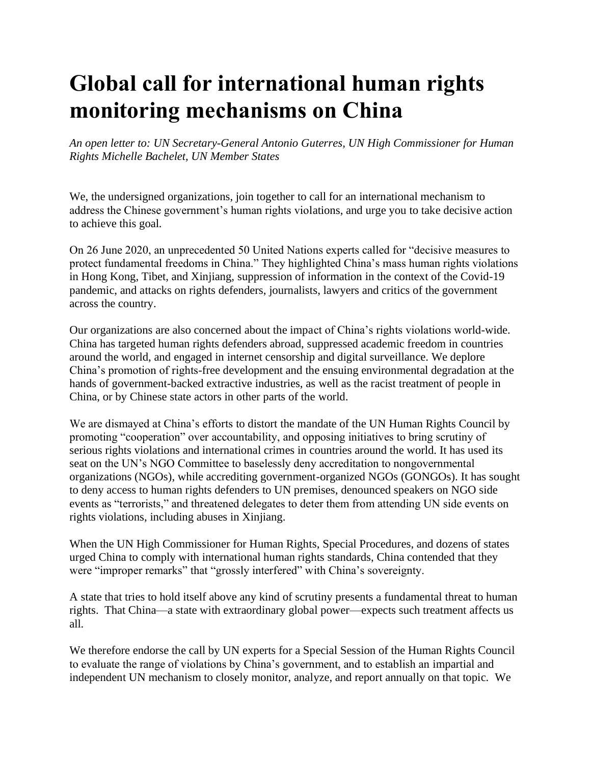# Global call for international human rights monitoring mechanisms on China

*An open letter to: UN Secretary-General Antonio Guterres, UN High Commissioner for Human Rights Michelle Bachelet, UN Member States*

We, the undersigned organizations, join together to call for an international mechanism to address the Chinese government's human rights violations, and urge you to take decisive action to achieve this goal.

On 26 June 2020, an unprecedented 50 United Nations experts called for "decisive measures to protect fundamental freedoms in China." They highlighted China's mass human rights violations in Hong Kong, Tibet, and Xinjiang, suppression of information in the context of the Covid-19 pandemic, and attacks on rights defenders, journalists, lawyers and critics of the government across the country.

Our organizations are also concerned about the impact of China's rights violations world-wide. China has targeted human rights defenders abroad, suppressed academic freedom in countries around the world, and engaged in internet censorship and digital surveillance. We deplore China's promotion of rights-free development and the ensuing environmental degradation at the hands of government-backed extractive industries, as well as the racist treatment of people in China, or by Chinese state actors in other parts of the world.

We are dismayed at China's efforts to distort the mandate of the UN Human Rights Council by promoting "cooperation" over accountability, and opposing initiatives to bring scrutiny of serious rights violations and international crimes in countries around the world. It has used its seat on the UN's NGO Committee to baselessly deny accreditation to nongovernmental organizations (NGOs), while accrediting government-organized NGOs (GONGOs). It has sought to deny access to human rights defenders to UN premises, denounced speakers on NGO side events as "terrorists," and threatened delegates to deter them from attending UN side events on rights violations, including abuses in Xinjiang.

When the UN High Commissioner for Human Rights, Special Procedures, and dozens of states urged China to comply with international human rights standards, China contended that they were "improper remarks" that "grossly interfered" with China's sovereignty.

A state that tries to hold itself above any kind of scrutiny presents a fundamental threat to human rights. That China—a state with extraordinary global power—expects such treatment affects us all.

We therefore endorse the call by UN experts for a Special Session of the Human Rights Council to evaluate the range of violations by China's government, and to establish an impartial and independent UN mechanism to closely monitor, analyze, and report annually on that topic. We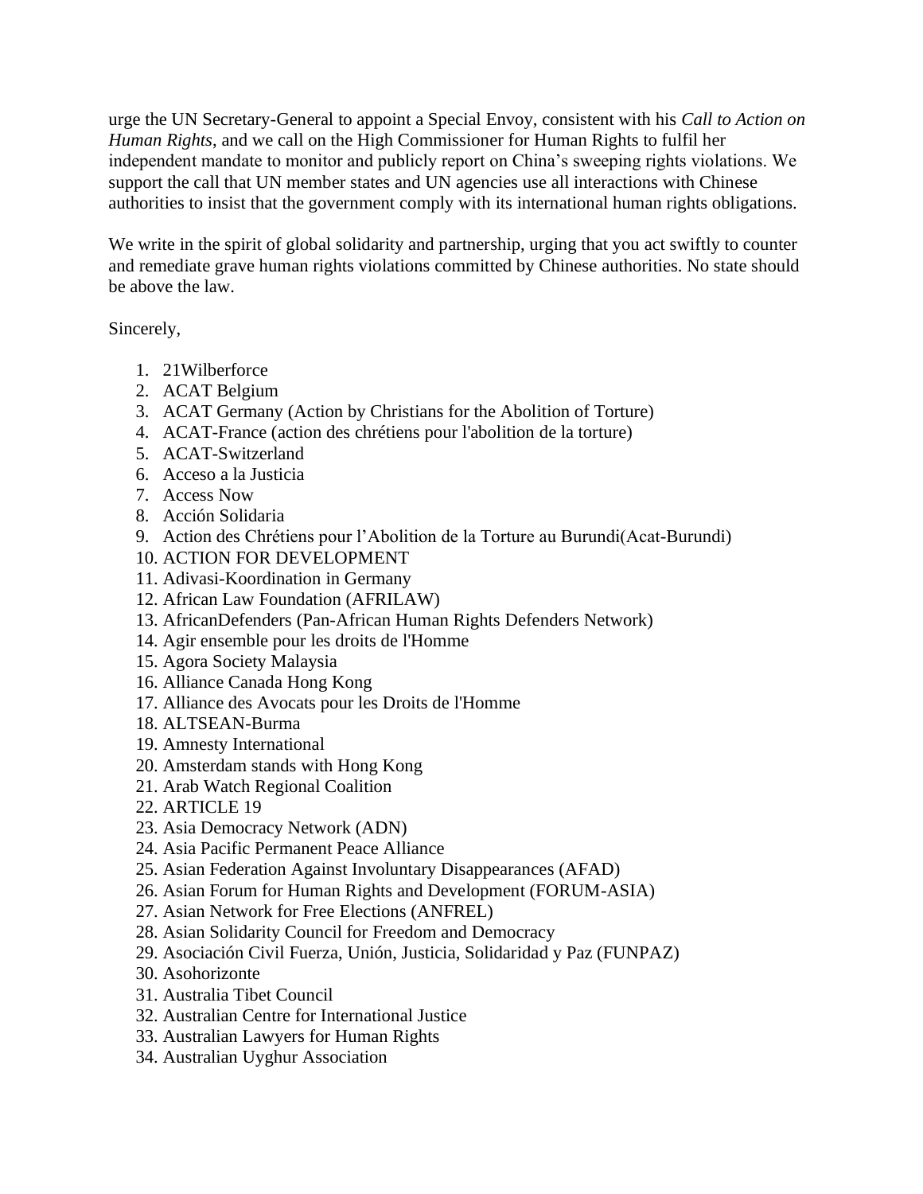urge the UN Secretary-General to appoint a Special Envoy, consistent with his *Call to Action on Human Rights*, and we call on the High Commissioner for Human Rights to fulfil her independent mandate to monitor and publicly report on China's sweeping rights violations. We support the call that UN member states and UN agencies use all interactions with Chinese authorities to insist that the government comply with its international human rights obligations.

We write in the spirit of global solidarity and partnership, urging that you act swiftly to counter and remediate grave human rights violations committed by Chinese authorities. No state should be above the law.

Sincerely,

1. 21Wilberforce
2. ACAT Belgium
3. ACAT Germany (Action by Christians for the Abolition of Torture)
4. ACAT-France (action des chrétiens pour l'abolition de la torture)
5. ACAT-Switzerland
6. Acceso a la Justicia
7. Access Now
8. Acción Solidaria
9. Action des Chrétiens pour l'Abolition de la Torture au Burundi(Acat-Burundi)
10. ACTION FOR DEVELOPMENT
11. Adivasi-Koordination in Germany
12. African Law Foundation (AFRILAW)
13. AfricanDefenders (Pan-African Human Rights Defenders Network)
14. Agir ensemble pour les droits de l'Homme
15. Agora Society Malaysia
16. Alliance Canada Hong Kong
17. Alliance des Avocats pour les Droits de l'Homme
18. ALTSEAN-Burma
19. Amnesty International
20. Amsterdam stands with Hong Kong
21. Arab Watch Regional Coalition
22. ARTICLE 19
23. Asia Democracy Network (ADN)
24. Asia Pacific Permanent Peace Alliance
25. Asian Federation Against Involuntary Disappearances (AFAD)
26. Asian Forum for Human Rights and Development (FORUM-ASIA)
27. Asian Network for Free Elections (ANFREL)
28. Asian Solidarity Council for Freedom and Democracy
29. Asociación Civil Fuerza, Unión, Justicia, Solidaridad y Paz (FUNPAZ)
30. Asohorizonte
31. Australia Tibet Council
32. Australian Centre for International Justice
33. Australian Lawyers for Human Rights
34. Australian Uyghur Association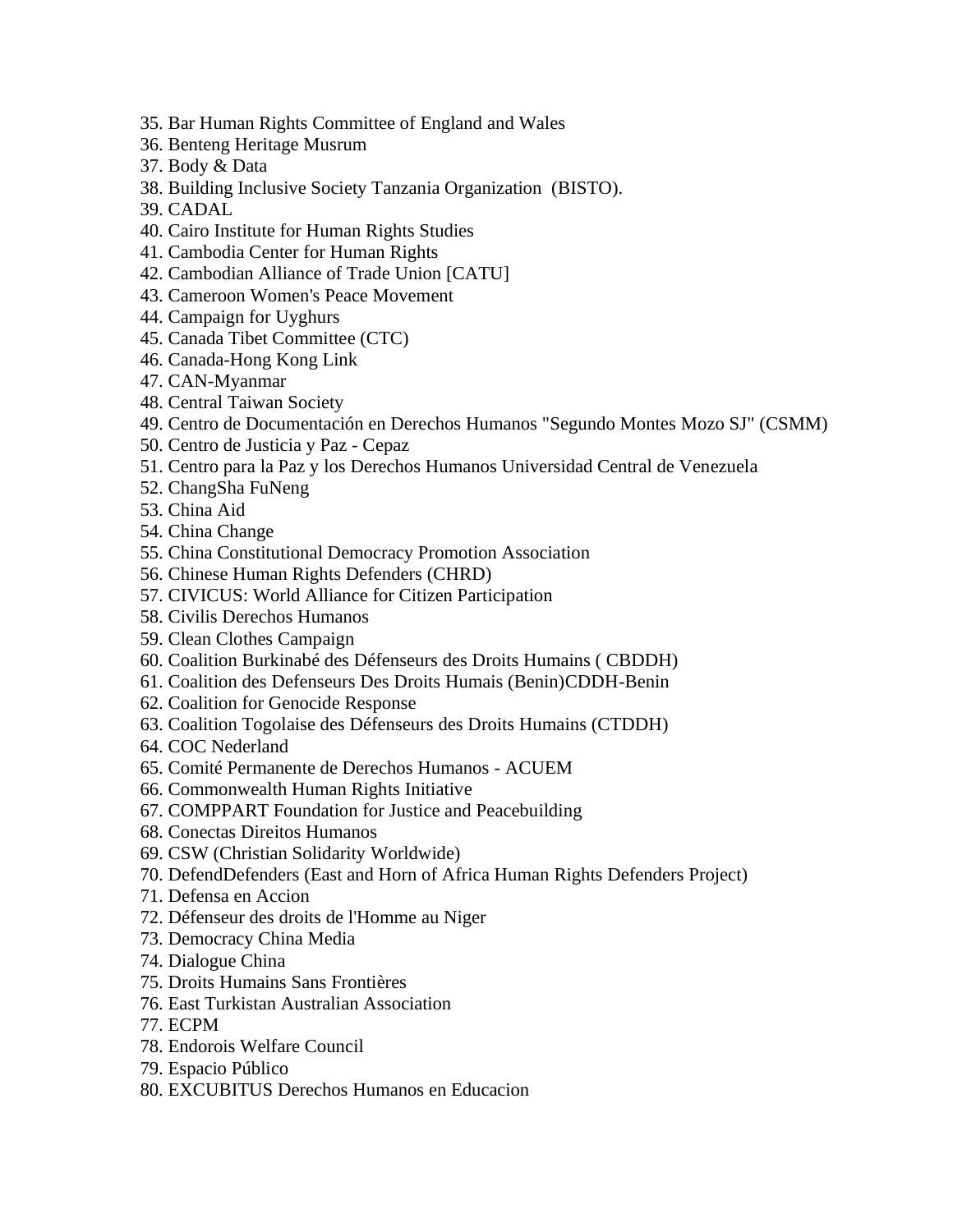35. Bar Human Rights Committee of England and Wales
36. Benteng Heritage Musrum
37. Body & Data
38. Building Inclusive Society Tanzania Organization  (BISTO).
39. CADAL
40. Cairo Institute for Human Rights Studies
41. Cambodia Center for Human Rights
42. Cambodian Alliance of Trade Union [CATU]
43. Cameroon Women's Peace Movement
44. Campaign for Uyghurs
45. Canada Tibet Committee (CTC)
46. Canada-Hong Kong Link
47. CAN-Myanmar
48. Central Taiwan Society
49. Centro de Documentación en Derechos Humanos "Segundo Montes Mozo SJ" (CSMM)
50. Centro de Justicia y Paz - Cepaz
51. Centro para la Paz y los Derechos Humanos Universidad Central de Venezuela
52. ChangSha FuNeng
53. China Aid
54. China Change
55. China Constitutional Democracy Promotion Association
56. Chinese Human Rights Defenders (CHRD)
57. CIVICUS: World Alliance for Citizen Participation
58. Civilis Derechos Humanos
59. Clean Clothes Campaign
60. Coalition Burkinabé des Défenseurs des Droits Humains ( CBDDH)
61. Coalition des Defenseurs Des Droits Humais (Benin)CDDH-Benin
62. Coalition for Genocide Response
63. Coalition Togolaise des Défenseurs des Droits Humains (CTDDH)
64. COC Nederland
65. Comité Permanente de Derechos Humanos - ACUEM
66. Commonwealth Human Rights Initiative
67. COMPPART Foundation for Justice and Peacebuilding
68. Conectas Direitos Humanos
69. CSW (Christian Solidarity Worldwide)
70. DefendDefenders (East and Horn of Africa Human Rights Defenders Project)
71. Defensa en Accion
72. Défenseur des droits de l'Homme au Niger
73. Democracy China Media
74. Dialogue China
75. Droits Humains Sans Frontières
76. East Turkistan Australian Association
77. ECPM
78. Endorois Welfare Council
79. Espacio Público
80. EXCUBITUS Derechos Humanos en Educacion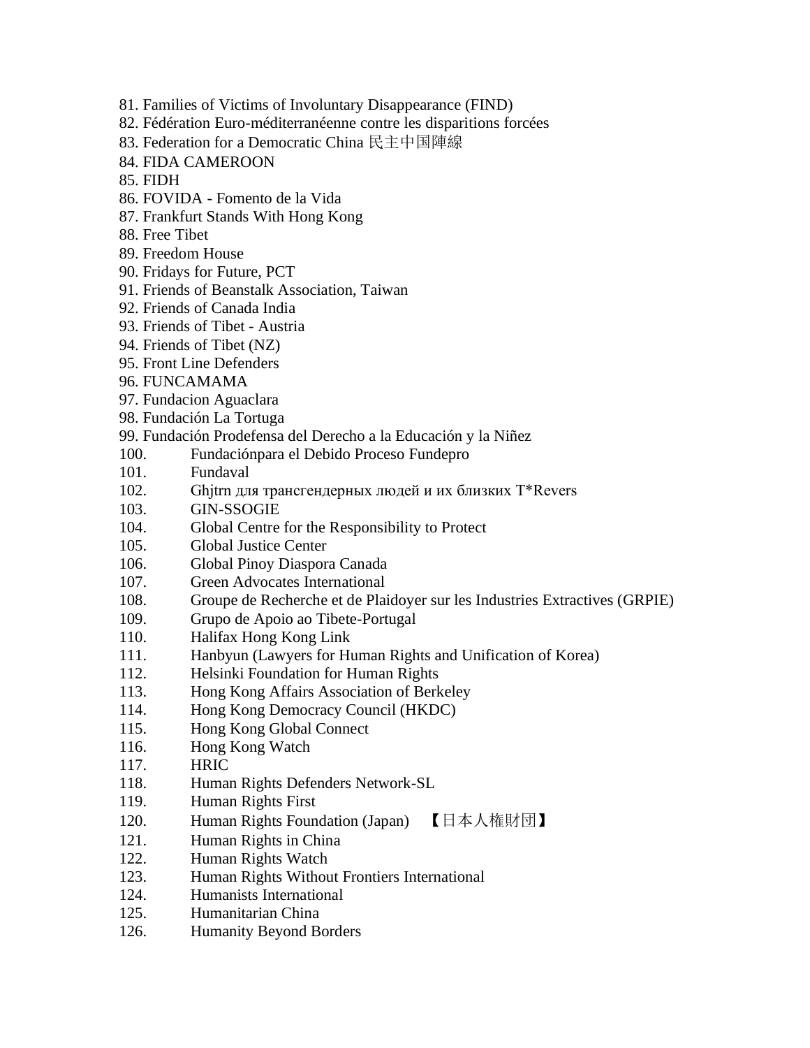81. Families of Victims of Involuntary Disappearance (FIND)
82. Fédération Euro-méditerranéenne contre les disparitions forcées
83. Federation for a Democratic China 民主中国陣線
84. FIDA CAMEROON
85. FIDH
86. FOVIDA - Fomento de la Vida
87. Frankfurt Stands With Hong Kong
88. Free Tibet
89. Freedom House
90. Fridays for Future, PCT
91. Friends of Beanstalk Association, Taiwan
92. Friends of Canada India
93. Friends of Tibet - Austria
94. Friends of Tibet (NZ)
95. Front Line Defenders
96. FUNCAMAMA
97. Fundacion Aguaclara
98. Fundación La Tortuga
99. Fundación Prodefensa del Derecho a la Educación y la Niñez
100. Fundaciónpara el Debido Proceso Fundepro
101. Fundaval
102. Ghjtrn для трансгендерных людей и их близких T*Revers
103. GIN-SSOGIE
104. Global Centre for the Responsibility to Protect
105. Global Justice Center
106. Global Pinoy Diaspora Canada
107. Green Advocates International
108. Groupe de Recherche et de Plaidoyer sur les Industries Extractives (GRPIE)
109. Grupo de Apoio ao Tibete-Portugal
110. Halifax Hong Kong Link
111. Hanbyun (Lawyers for Human Rights and Unification of Korea)
112. Helsinki Foundation for Human Rights
113. Hong Kong Affairs Association of Berkeley
114. Hong Kong Democracy Council (HKDC)
115. Hong Kong Global Connect
116. Hong Kong Watch
117. HRIC
118. Human Rights Defenders Network-SL
119. Human Rights First
120. Human Rights Foundation (Japan) 【日本人権財団】
121. Human Rights in China
122. Human Rights Watch
123. Human Rights Without Frontiers International
124. Humanists International
125. Humanitarian China
126. Humanity Beyond Borders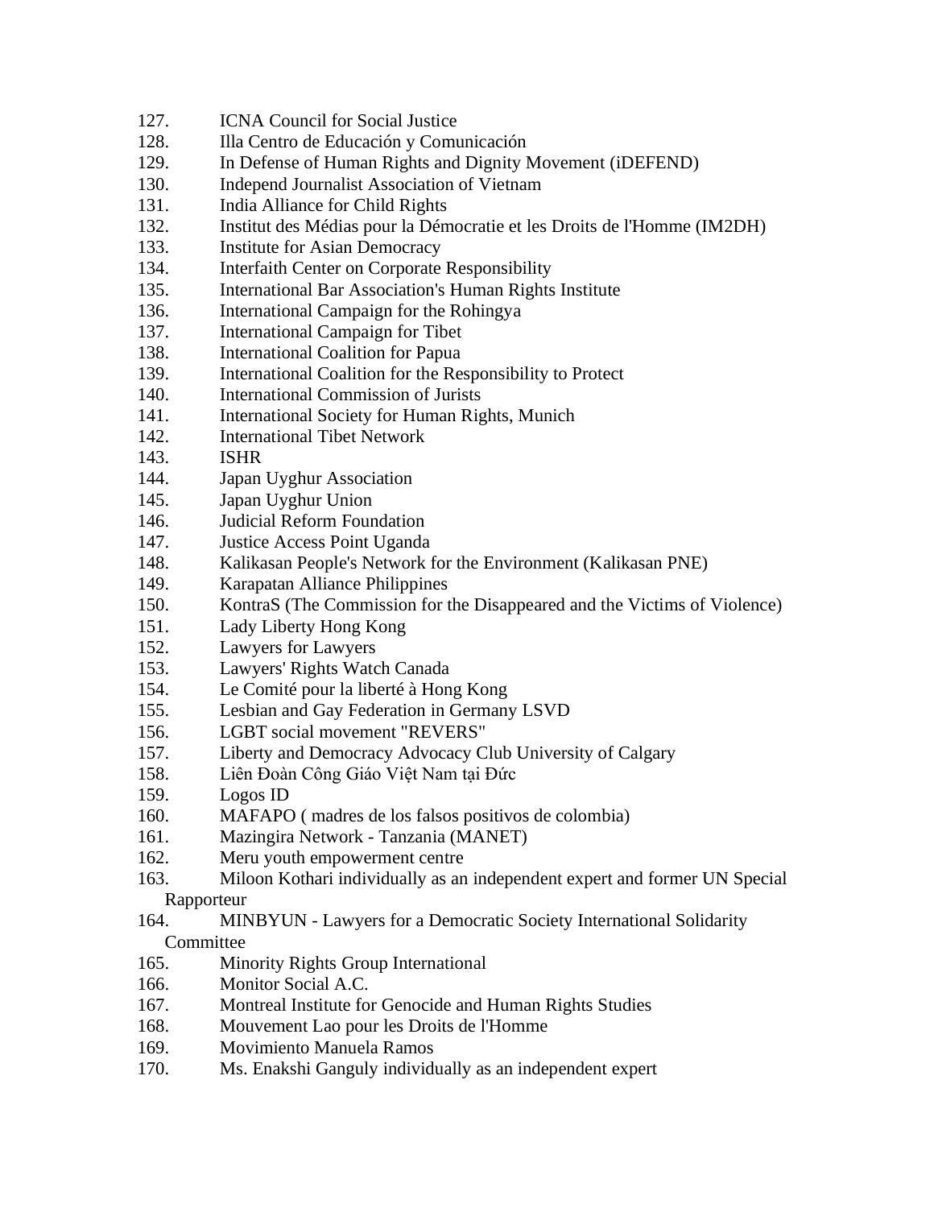127. ICNA Council for Social Justice
128. Illa Centro de Educación y Comunicación
129. In Defense of Human Rights and Dignity Movement (iDEFEND)
130. Independ Journalist Association of Vietnam
131. India Alliance for Child Rights
132. Institut des Médias pour la Démocratie et les Droits de l'Homme (IM2DH)
133. Institute for Asian Democracy
134. Interfaith Center on Corporate Responsibility
135. International Bar Association's Human Rights Institute
136. International Campaign for the Rohingya
137. International Campaign for Tibet
138. International Coalition for Papua
139. International Coalition for the Responsibility to Protect
140. International Commission of Jurists
141. International Society for Human Rights, Munich
142. International Tibet Network
143. ISHR
144. Japan Uyghur Association
145. Japan Uyghur Union
146. Judicial Reform Foundation
147. Justice Access Point Uganda
148. Kalikasan People's Network for the Environment (Kalikasan PNE)
149. Karapatan Alliance Philippines
150. KontraS (The Commission for the Disappeared and the Victims of Violence)
151. Lady Liberty Hong Kong
152. Lawyers for Lawyers
153. Lawyers' Rights Watch Canada
154. Le Comité pour la liberté à Hong Kong
155. Lesbian and Gay Federation in Germany LSVD
156. LGBT social movement "REVERS"
157. Liberty and Democracy Advocacy Club University of Calgary
158. Liên Đoàn Công Giáo Việt Nam tại Đức
159. Logos ID
160. MAFAPO ( madres de los falsos positivos de colombia)
161. Mazingira Network - Tanzania (MANET)
162. Meru youth empowerment centre
163. Miloon Kothari individually as an independent expert and former UN Special Rapporteur
164. MINBYUN - Lawyers for a Democratic Society International Solidarity Committee
165. Minority Rights Group International
166. Monitor Social A.C.
167. Montreal Institute for Genocide and Human Rights Studies
168. Mouvement Lao pour les Droits de l'Homme
169. Movimiento Manuela Ramos
170. Ms. Enakshi Ganguly individually as an independent expert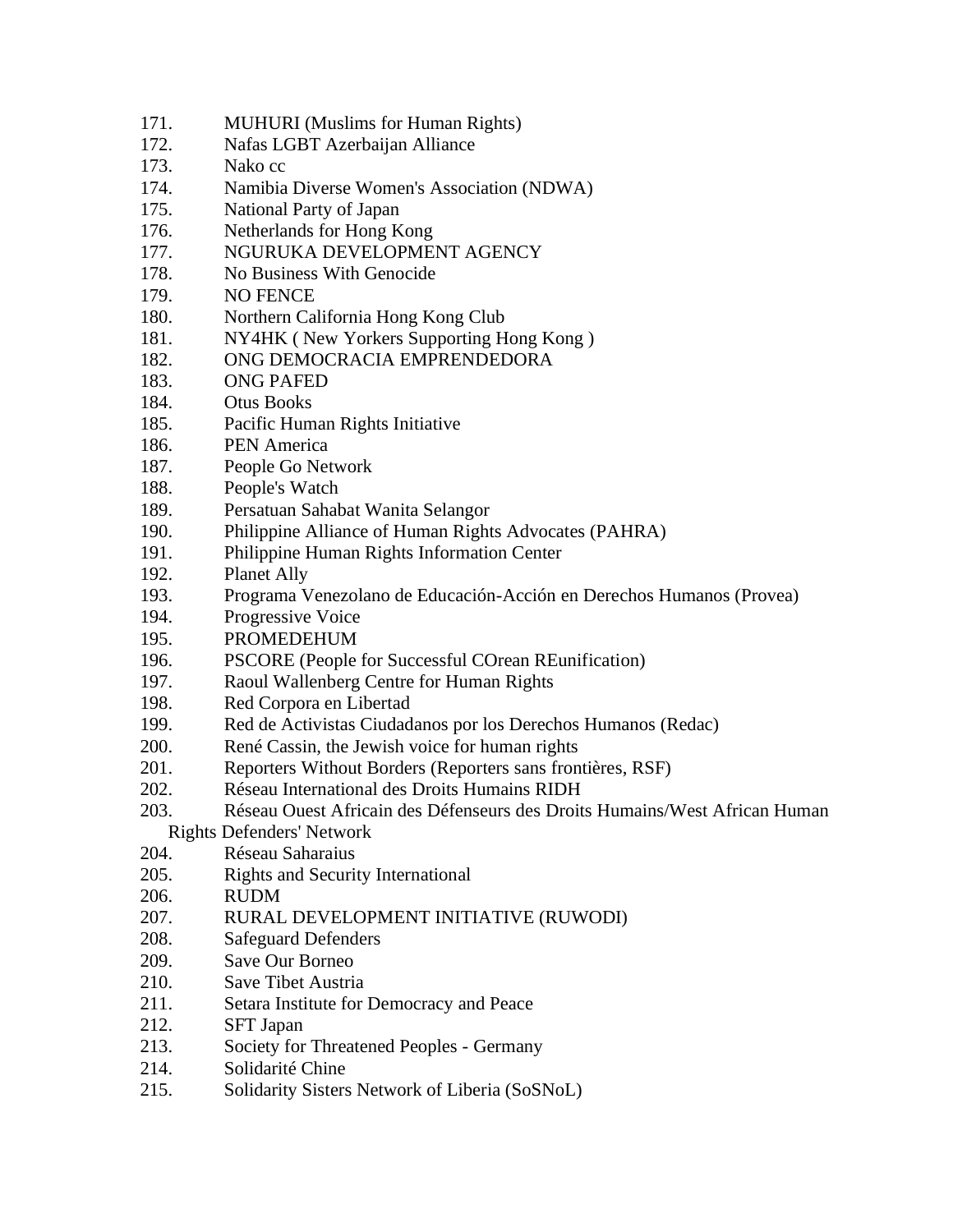171. MUHURI (Muslims for Human Rights)
172. Nafas LGBT Azerbaijan Alliance
173. Nako cc
174. Namibia Diverse Women's Association (NDWA)
175. National Party of Japan
176. Netherlands for Hong Kong
177. NGURUKA DEVELOPMENT AGENCY
178. No Business With Genocide
179. NO FENCE
180. Northern California Hong Kong Club
181. NY4HK ( New Yorkers Supporting Hong Kong )
182. ONG DEMOCRACIA EMPRENDEDORA
183. ONG PAFED
184. Otus Books
185. Pacific Human Rights Initiative
186. PEN America
187. People Go Network
188. People's Watch
189. Persatuan Sahabat Wanita Selangor
190. Philippine Alliance of Human Rights Advocates (PAHRA)
191. Philippine Human Rights Information Center
192. Planet Ally
193. Programa Venezolano de Educación-Acción en Derechos Humanos (Provea)
194. Progressive Voice
195. PROMEDEHUM
196. PSCORE (People for Successful COrean REunification)
197. Raoul Wallenberg Centre for Human Rights
198. Red Corpora en Libertad
199. Red de Activistas Ciudadanos por los Derechos Humanos (Redac)
200. René Cassin, the Jewish voice for human rights
201. Reporters Without Borders (Reporters sans frontières, RSF)
202. Réseau International des Droits Humains RIDH
203. Réseau Ouest Africain des Défenseurs des Droits Humains/West African Human Rights Defenders' Network
204. Réseau Saharaius
205. Rights and Security International
206. RUDM
207. RURAL DEVELOPMENT INITIATIVE (RUWODI)
208. Safeguard Defenders
209. Save Our Borneo
210. Save Tibet Austria
211. Setara Institute for Democracy and Peace
212. SFT Japan
213. Society for Threatened Peoples - Germany
214. Solidarité Chine
215. Solidarity Sisters Network of Liberia (SoSNoL)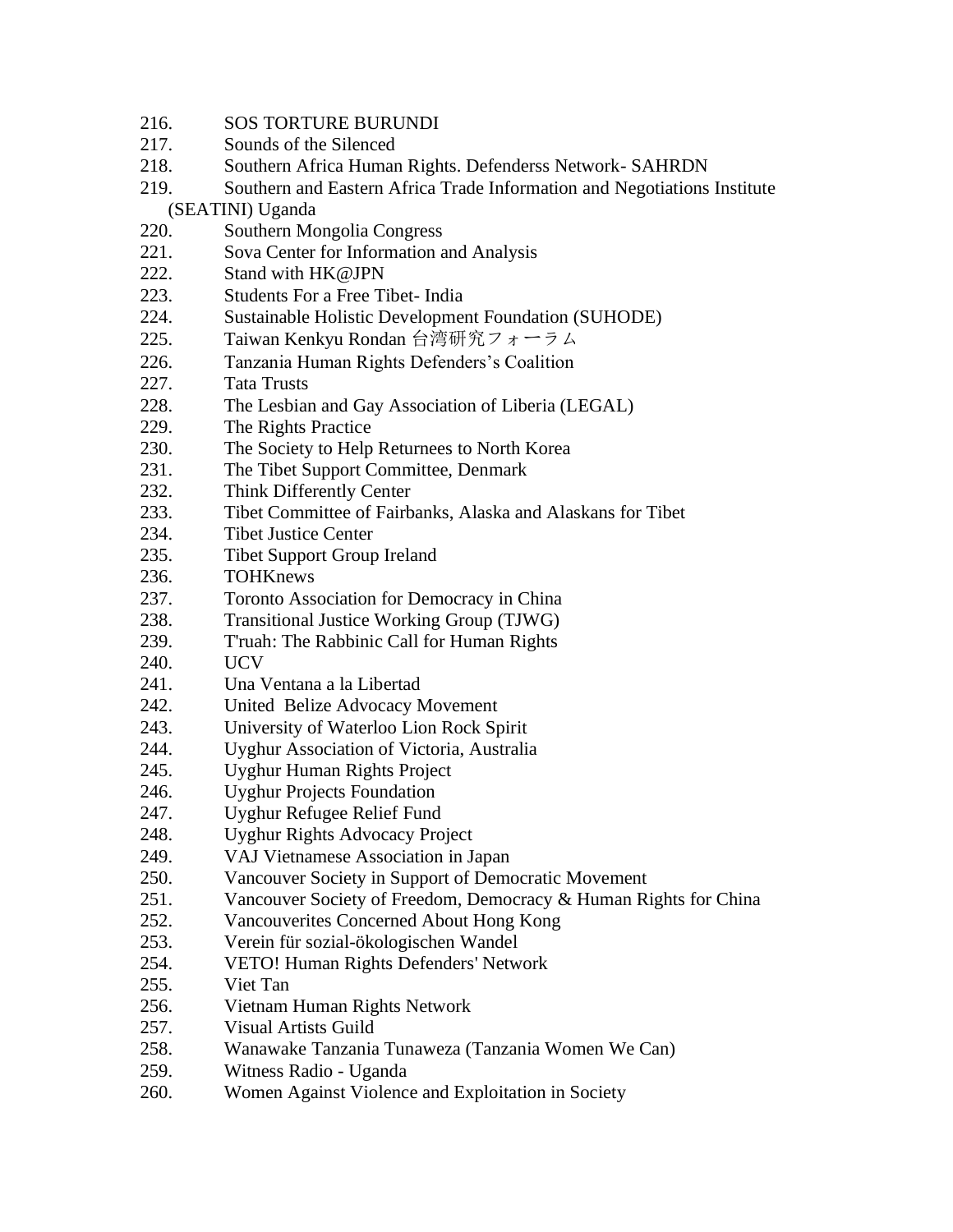216. SOS TORTURE BURUNDI
217. Sounds of the Silenced
218. Southern Africa Human Rights. Defenderss Network- SAHRDN
219. Southern and Eastern Africa Trade Information and Negotiations Institute (SEATINI) Uganda
220. Southern Mongolia Congress
221. Sova Center for Information and Analysis
222. Stand with HK@JPN
223. Students For a Free Tibet- India
224. Sustainable Holistic Development Foundation (SUHODE)
225. Taiwan Kenkyu Rondan 台湾研究フォーラム
226. Tanzania Human Rights Defenders's Coalition
227. Tata Trusts
228. The Lesbian and Gay Association of Liberia (LEGAL)
229. The Rights Practice
230. The Society to Help Returnees to North Korea
231. The Tibet Support Committee, Denmark
232. Think Differently Center
233. Tibet Committee of Fairbanks, Alaska and Alaskans for Tibet
234. Tibet Justice Center
235. Tibet Support Group Ireland
236. TOHKnews
237. Toronto Association for Democracy in China
238. Transitional Justice Working Group (TJWG)
239. T'ruah: The Rabbinic Call for Human Rights
240. UCV
241. Una Ventana a la Libertad
242. United Belize Advocacy Movement
243. University of Waterloo Lion Rock Spirit
244. Uyghur Association of Victoria, Australia
245. Uyghur Human Rights Project
246. Uyghur Projects Foundation
247. Uyghur Refugee Relief Fund
248. Uyghur Rights Advocacy Project
249. VAJ Vietnamese Association in Japan
250. Vancouver Society in Support of Democratic Movement
251. Vancouver Society of Freedom, Democracy & Human Rights for China
252. Vancouverites Concerned About Hong Kong
253. Verein für sozial-ökologischen Wandel
254. VETO! Human Rights Defenders' Network
255. Viet Tan
256. Vietnam Human Rights Network
257. Visual Artists Guild
258. Wanawake Tanzania Tunaweza (Tanzania Women We Can)
259. Witness Radio - Uganda
260. Women Against Violence and Exploitation in Society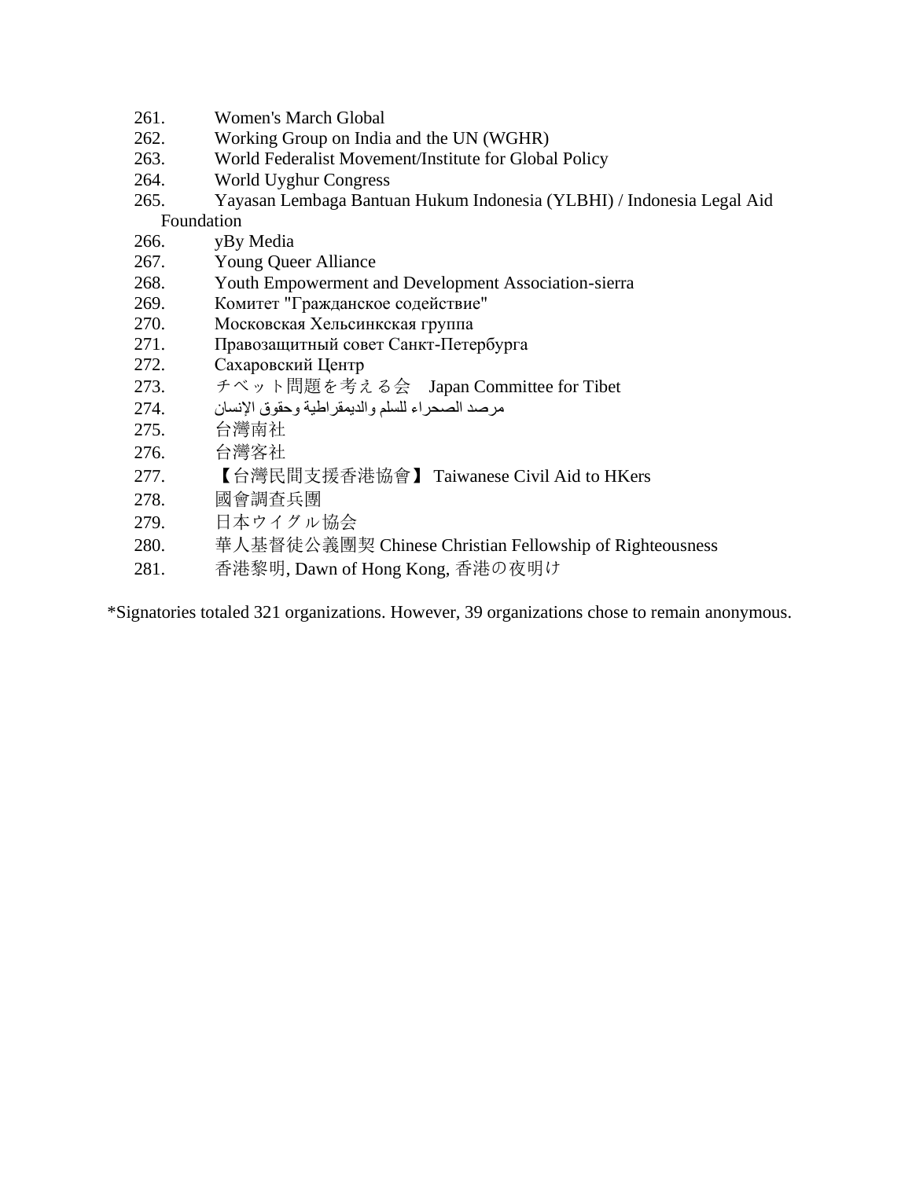261. Women's March Global
262. Working Group on India and the UN (WGHR)
263. World Federalist Movement/Institute for Global Policy
264. World Uyghur Congress
265. Yayasan Lembaga Bantuan Hukum Indonesia (YLBHI) / Indonesia Legal Aid Foundation
266. yBy Media
267. Young Queer Alliance
268. Youth Empowerment and Development Association-sierra
269. Комитет "Гражданское содействие"
270. Московская Хельсинкская группа
271. Правозащитный совет Санкт-Петербурга
272. Сахаровский Центр
273. チベット問題を考える会　Japan Committee for Tibet
274. مرصد الصحراء للسلم والديمقراطية وحقوق الإنسان
275. 台灣南社
276. 台灣客社
277. 【台灣民間支援香港協會】 Taiwanese Civil Aid to HKers
278. 國會調查兵團
279. 日本ウイグル協会
280. 華人基督徒公義團契 Chinese Christian Fellowship of Righteousness
281. 香港黎明, Dawn of Hong Kong, 香港の夜明け

*Signatories totaled 321 organizations. However, 39 organizations chose to remain anonymous.